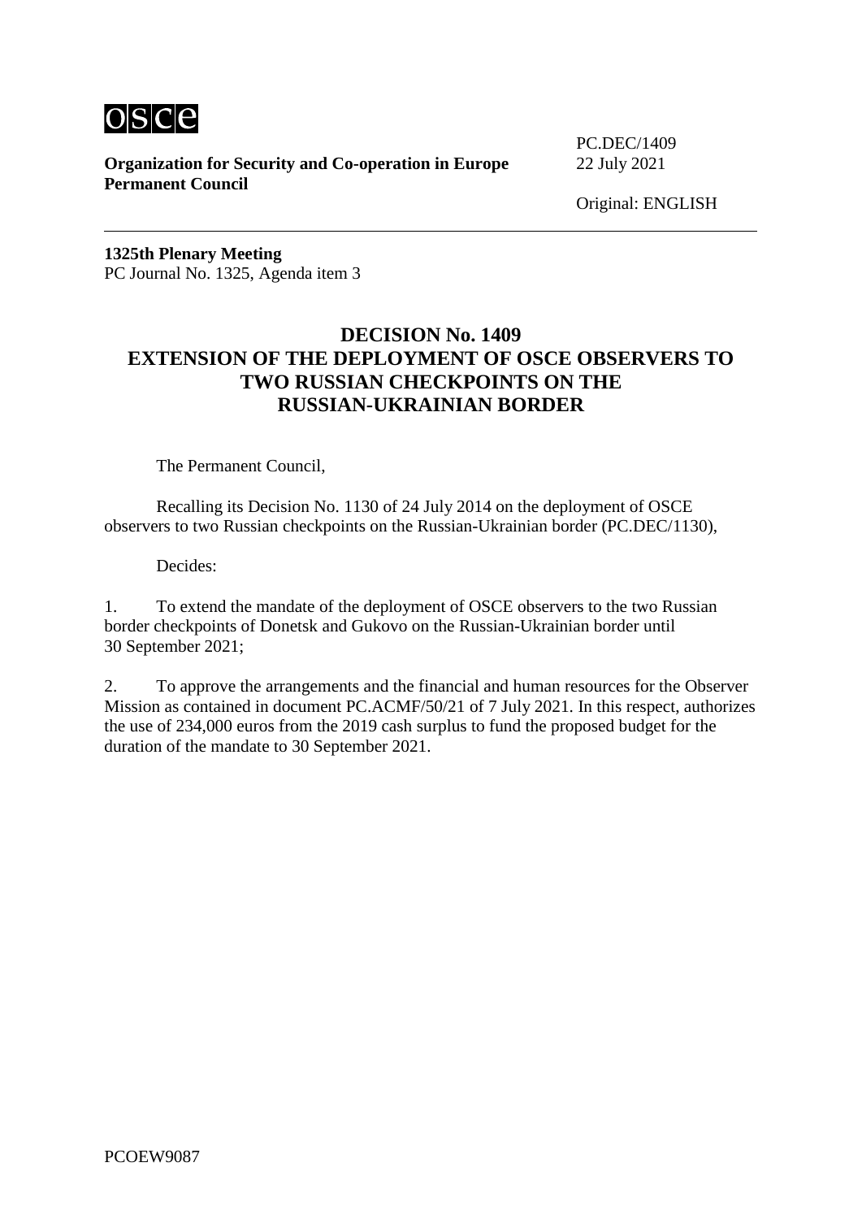osce

**Organization for Security and Co-operation in Europe**
**Permanent Council**

PC.DEC/1409
22 July 2021

Original: ENGLISH

**1325th Plenary Meeting**
PC Journal No. 1325, Agenda item 3

# DECISION No. 1409
# EXTENSION OF THE DEPLOYMENT OF OSCE OBSERVERS TO TWO RUSSIAN CHECKPOINTS ON THE RUSSIAN-UKRAINIAN BORDER

The Permanent Council,

Recalling its Decision No. 1130 of 24 July 2014 on the deployment of OSCE observers to two Russian checkpoints on the Russian-Ukrainian border (PC.DEC/1130),

Decides:

1. To extend the mandate of the deployment of OSCE observers to the two Russian border checkpoints of Donetsk and Gukovo on the Russian-Ukrainian border until 30 September 2021;

2. To approve the arrangements and the financial and human resources for the Observer Mission as contained in document PC.ACMF/50/21 of 7 July 2021. In this respect, authorizes the use of 234,000 euros from the 2019 cash surplus to fund the proposed budget for the duration of the mandate to 30 September 2021.

PCOEW9087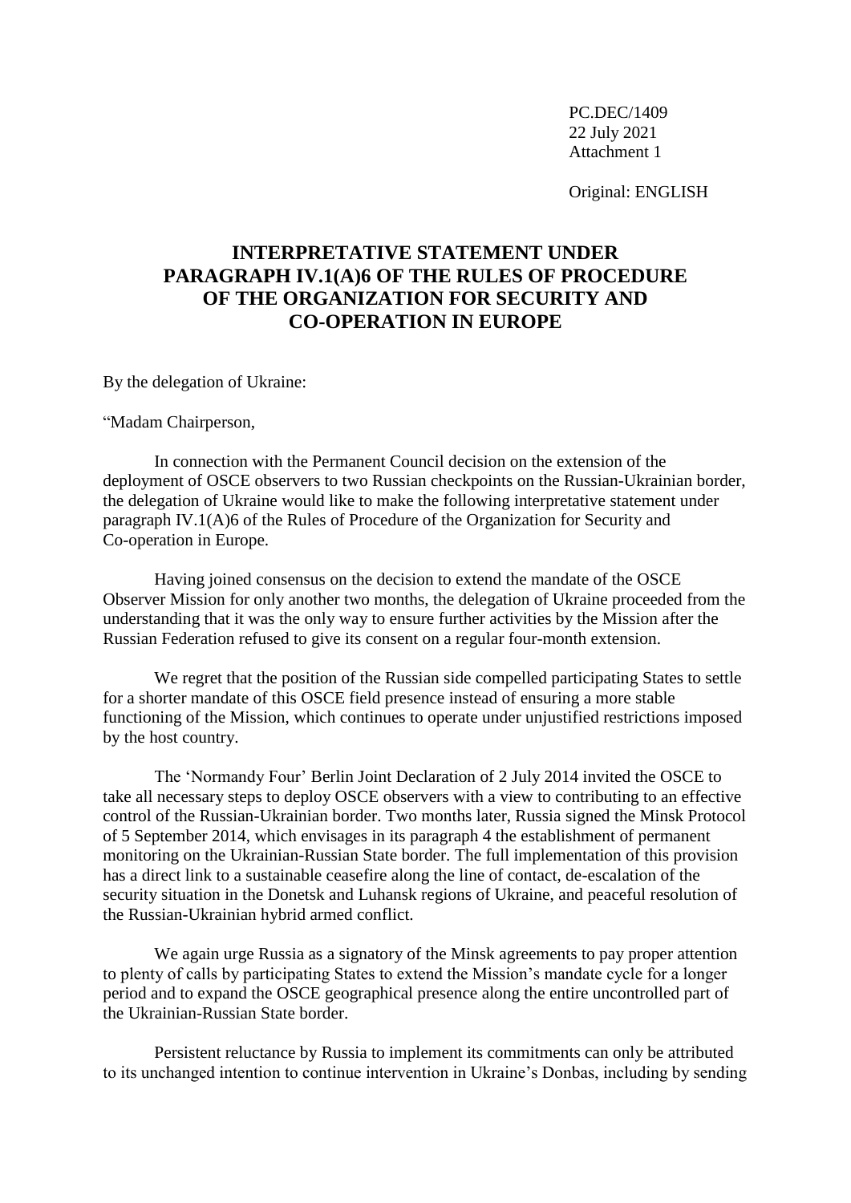PC.DEC/1409
22 July 2021
Attachment 1

Original: ENGLISH

# INTERPRETATIVE STATEMENT UNDER PARAGRAPH IV.1(A)6 OF THE RULES OF PROCEDURE OF THE ORGANIZATION FOR SECURITY AND CO-OPERATION IN EUROPE

By the delegation of Ukraine:

"Madam Chairperson,

In connection with the Permanent Council decision on the extension of the deployment of OSCE observers to two Russian checkpoints on the Russian-Ukrainian border, the delegation of Ukraine would like to make the following interpretative statement under paragraph IV.1(A)6 of the Rules of Procedure of the Organization for Security and Co-operation in Europe.

Having joined consensus on the decision to extend the mandate of the OSCE Observer Mission for only another two months, the delegation of Ukraine proceeded from the understanding that it was the only way to ensure further activities by the Mission after the Russian Federation refused to give its consent on a regular four-month extension.

We regret that the position of the Russian side compelled participating States to settle for a shorter mandate of this OSCE field presence instead of ensuring a more stable functioning of the Mission, which continues to operate under unjustified restrictions imposed by the host country.

The 'Normandy Four' Berlin Joint Declaration of 2 July 2014 invited the OSCE to take all necessary steps to deploy OSCE observers with a view to contributing to an effective control of the Russian-Ukrainian border. Two months later, Russia signed the Minsk Protocol of 5 September 2014, which envisages in its paragraph 4 the establishment of permanent monitoring on the Ukrainian-Russian State border. The full implementation of this provision has a direct link to a sustainable ceasefire along the line of contact, de-escalation of the security situation in the Donetsk and Luhansk regions of Ukraine, and peaceful resolution of the Russian-Ukrainian hybrid armed conflict.

We again urge Russia as a signatory of the Minsk agreements to pay proper attention to plenty of calls by participating States to extend the Mission's mandate cycle for a longer period and to expand the OSCE geographical presence along the entire uncontrolled part of the Ukrainian-Russian State border.

Persistent reluctance by Russia to implement its commitments can only be attributed to its unchanged intention to continue intervention in Ukraine's Donbas, including by sending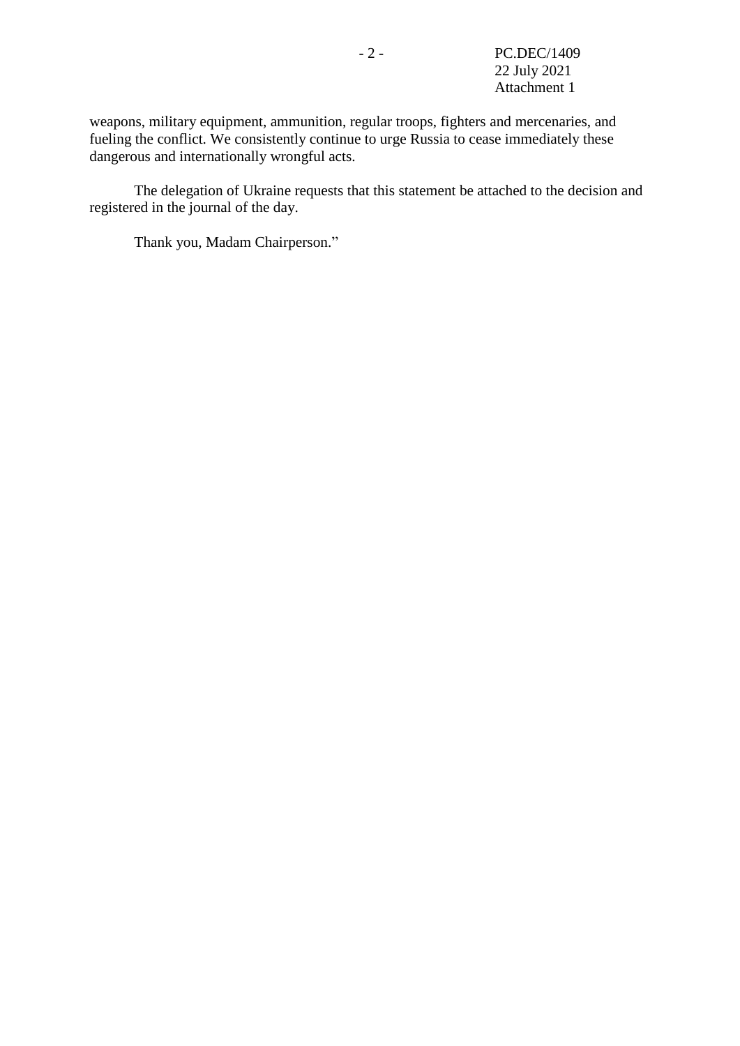weapons, military equipment, ammunition, regular troops, fighters and mercenaries, and fueling the conflict. We consistently continue to urge Russia to cease immediately these dangerous and internationally wrongful acts.

The delegation of Ukraine requests that this statement be attached to the decision and registered in the journal of the day.

Thank you, Madam Chairperson."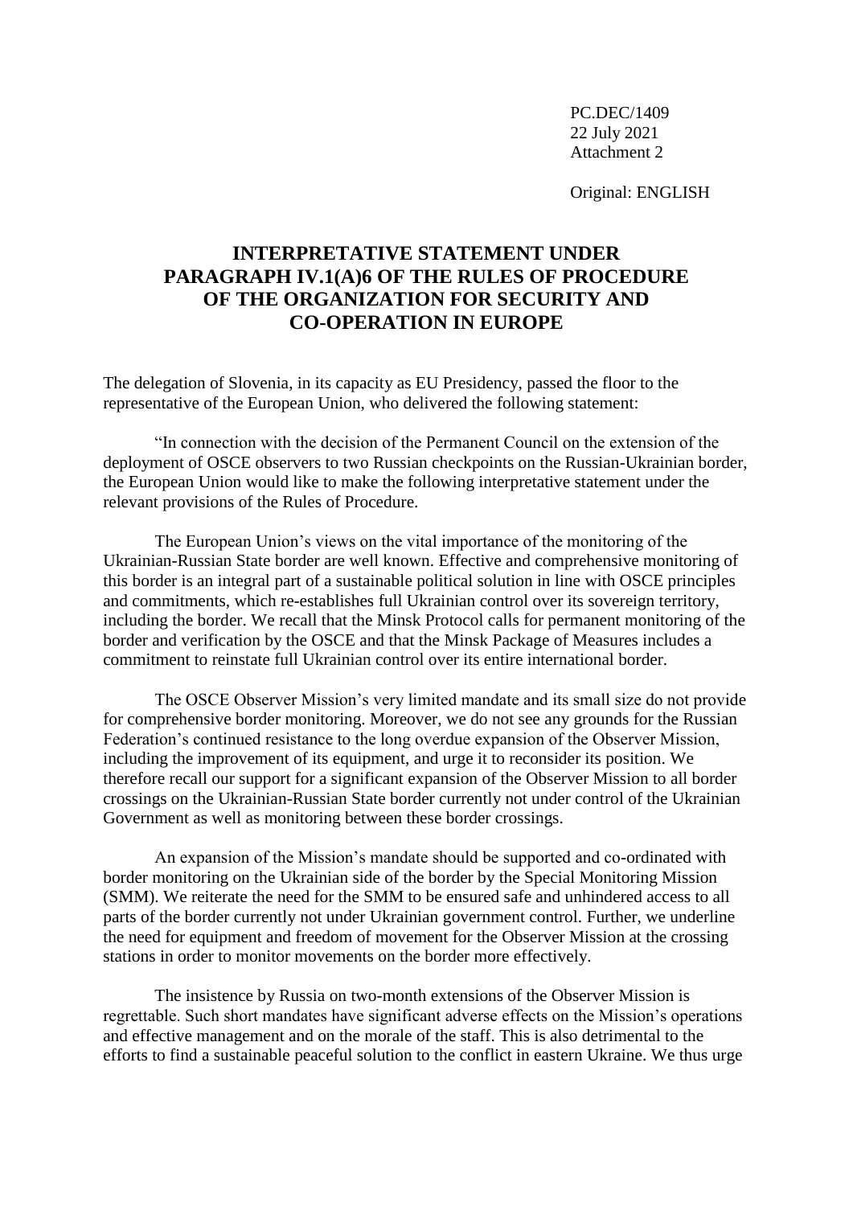PC.DEC/1409
22 July 2021
Attachment 2

Original: ENGLISH

# INTERPRETATIVE STATEMENT UNDER PARAGRAPH IV.1(A)6 OF THE RULES OF PROCEDURE OF THE ORGANIZATION FOR SECURITY AND CO-OPERATION IN EUROPE

The delegation of Slovenia, in its capacity as EU Presidency, passed the floor to the representative of the European Union, who delivered the following statement:

"In connection with the decision of the Permanent Council on the extension of the deployment of OSCE observers to two Russian checkpoints on the Russian-Ukrainian border, the European Union would like to make the following interpretative statement under the relevant provisions of the Rules of Procedure.

The European Union's views on the vital importance of the monitoring of the Ukrainian-Russian State border are well known. Effective and comprehensive monitoring of this border is an integral part of a sustainable political solution in line with OSCE principles and commitments, which re-establishes full Ukrainian control over its sovereign territory, including the border. We recall that the Minsk Protocol calls for permanent monitoring of the border and verification by the OSCE and that the Minsk Package of Measures includes a commitment to reinstate full Ukrainian control over its entire international border.

The OSCE Observer Mission's very limited mandate and its small size do not provide for comprehensive border monitoring. Moreover, we do not see any grounds for the Russian Federation's continued resistance to the long overdue expansion of the Observer Mission, including the improvement of its equipment, and urge it to reconsider its position. We therefore recall our support for a significant expansion of the Observer Mission to all border crossings on the Ukrainian-Russian State border currently not under control of the Ukrainian Government as well as monitoring between these border crossings.

An expansion of the Mission's mandate should be supported and co-ordinated with border monitoring on the Ukrainian side of the border by the Special Monitoring Mission (SMM). We reiterate the need for the SMM to be ensured safe and unhindered access to all parts of the border currently not under Ukrainian government control. Further, we underline the need for equipment and freedom of movement for the Observer Mission at the crossing stations in order to monitor movements on the border more effectively.

The insistence by Russia on two-month extensions of the Observer Mission is regrettable. Such short mandates have significant adverse effects on the Mission's operations and effective management and on the morale of the staff. This is also detrimental to the efforts to find a sustainable peaceful solution to the conflict in eastern Ukraine. We thus urge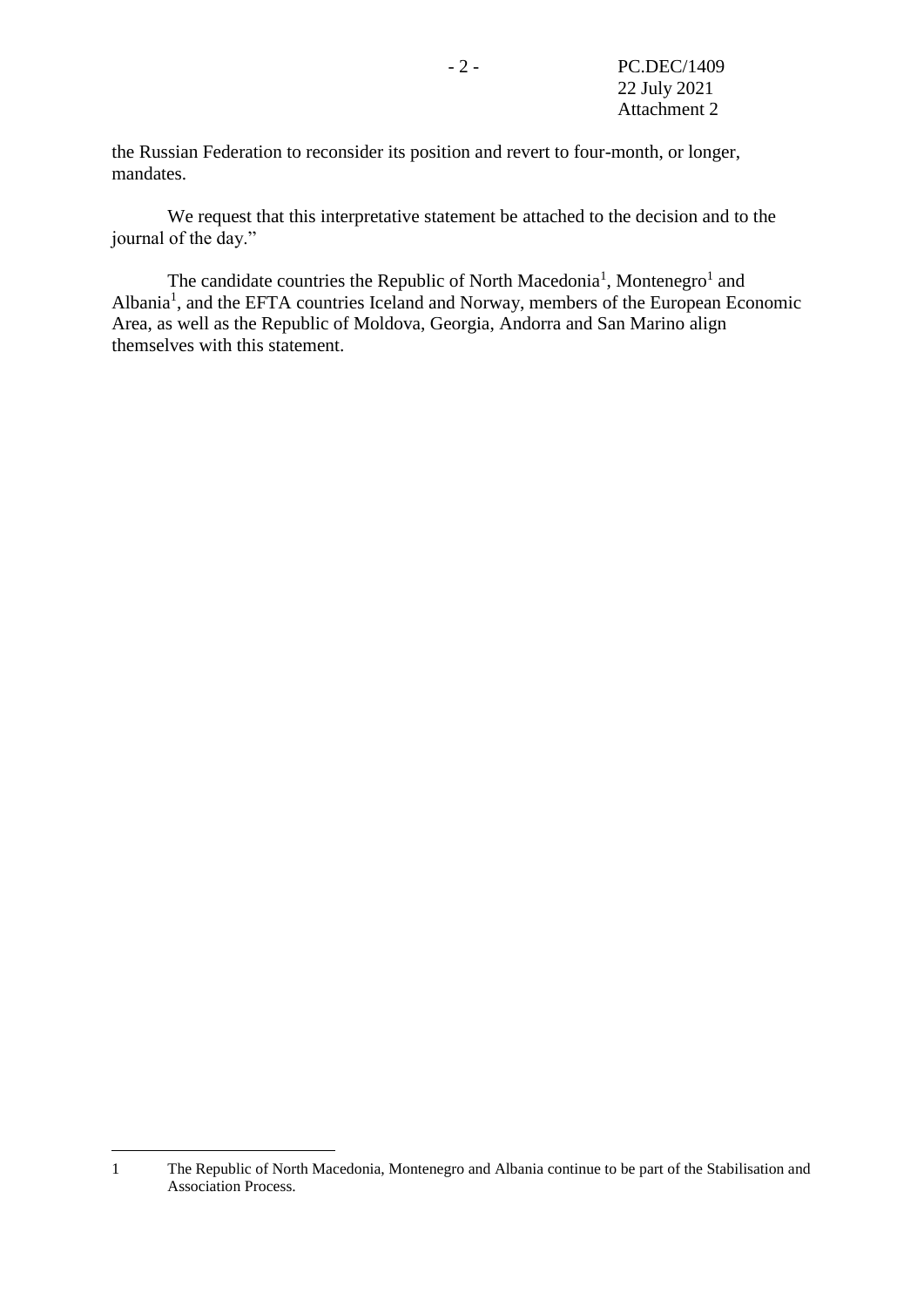the Russian Federation to reconsider its position and revert to four-month, or longer, mandates.

We request that this interpretative statement be attached to the decision and to the journal of the day."

The candidate countries the Republic of North Macedonia[1], Montenegro[1] and Albania[1], and the EFTA countries Iceland and Norway, members of the European Economic Area, as well as the Republic of Moldova, Georgia, Andorra and San Marino align themselves with this statement.

---

1 The Republic of North Macedonia, Montenegro and Albania continue to be part of the Stabilisation and Association Process.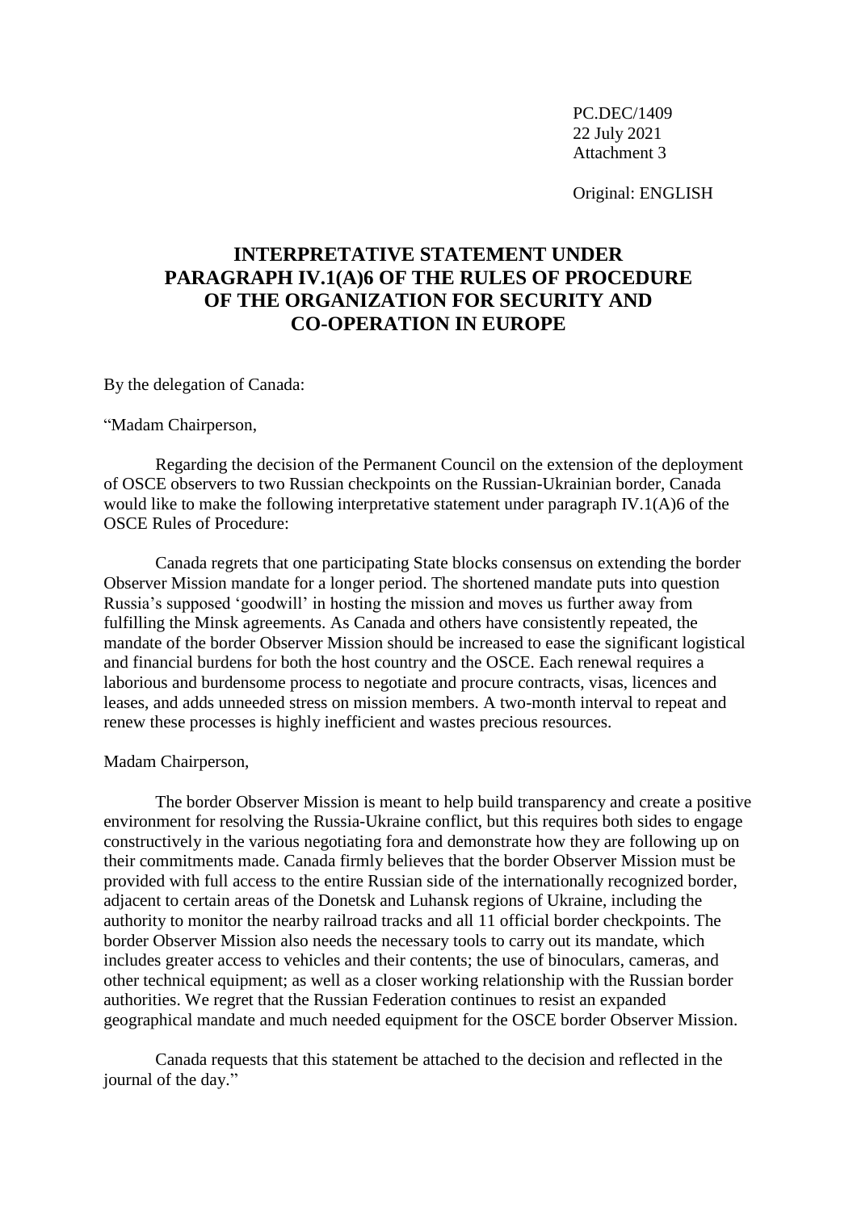PC.DEC/1409
22 July 2021
Attachment 3

Original: ENGLISH

# INTERPRETATIVE STATEMENT UNDER PARAGRAPH IV.1(A)6 OF THE RULES OF PROCEDURE OF THE ORGANIZATION FOR SECURITY AND CO-OPERATION IN EUROPE

By the delegation of Canada:

"Madam Chairperson,

Regarding the decision of the Permanent Council on the extension of the deployment of OSCE observers to two Russian checkpoints on the Russian-Ukrainian border, Canada would like to make the following interpretative statement under paragraph IV.1(A)6 of the OSCE Rules of Procedure:

Canada regrets that one participating State blocks consensus on extending the border Observer Mission mandate for a longer period. The shortened mandate puts into question Russia's supposed 'goodwill' in hosting the mission and moves us further away from fulfilling the Minsk agreements. As Canada and others have consistently repeated, the mandate of the border Observer Mission should be increased to ease the significant logistical and financial burdens for both the host country and the OSCE. Each renewal requires a laborious and burdensome process to negotiate and procure contracts, visas, licences and leases, and adds unneeded stress on mission members. A two-month interval to repeat and renew these processes is highly inefficient and wastes precious resources.

Madam Chairperson,

The border Observer Mission is meant to help build transparency and create a positive environment for resolving the Russia-Ukraine conflict, but this requires both sides to engage constructively in the various negotiating fora and demonstrate how they are following up on their commitments made. Canada firmly believes that the border Observer Mission must be provided with full access to the entire Russian side of the internationally recognized border, adjacent to certain areas of the Donetsk and Luhansk regions of Ukraine, including the authority to monitor the nearby railroad tracks and all 11 official border checkpoints. The border Observer Mission also needs the necessary tools to carry out its mandate, which includes greater access to vehicles and their contents; the use of binoculars, cameras, and other technical equipment; as well as a closer working relationship with the Russian border authorities. We regret that the Russian Federation continues to resist an expanded geographical mandate and much needed equipment for the OSCE border Observer Mission.

Canada requests that this statement be attached to the decision and reflected in the journal of the day."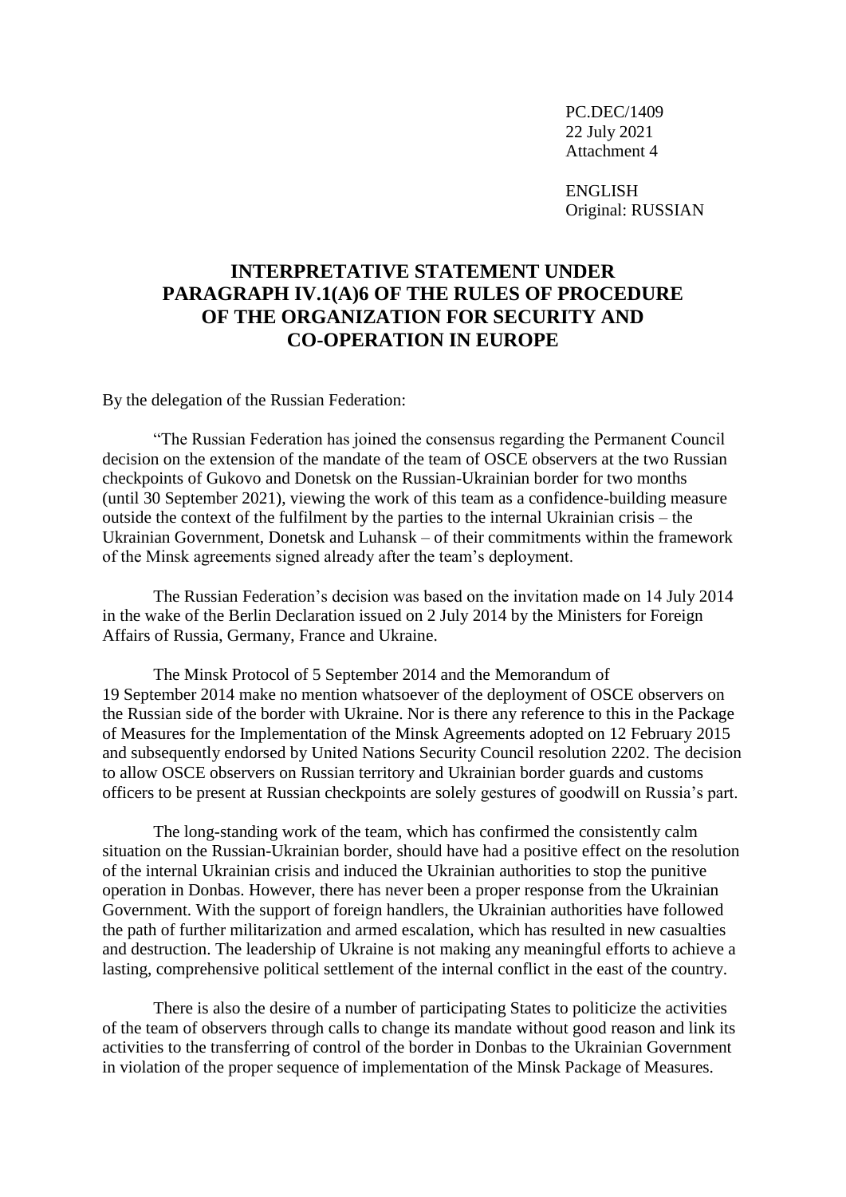PC.DEC/1409
22 July 2021
Attachment 4

ENGLISH
Original: RUSSIAN

# INTERPRETATIVE STATEMENT UNDER PARAGRAPH IV.1(A)6 OF THE RULES OF PROCEDURE OF THE ORGANIZATION FOR SECURITY AND CO-OPERATION IN EUROPE

By the delegation of the Russian Federation:

"The Russian Federation has joined the consensus regarding the Permanent Council decision on the extension of the mandate of the team of OSCE observers at the two Russian checkpoints of Gukovo and Donetsk on the Russian-Ukrainian border for two months (until 30 September 2021), viewing the work of this team as a confidence-building measure outside the context of the fulfilment by the parties to the internal Ukrainian crisis – the Ukrainian Government, Donetsk and Luhansk – of their commitments within the framework of the Minsk agreements signed already after the team's deployment.

The Russian Federation's decision was based on the invitation made on 14 July 2014 in the wake of the Berlin Declaration issued on 2 July 2014 by the Ministers for Foreign Affairs of Russia, Germany, France and Ukraine.

The Minsk Protocol of 5 September 2014 and the Memorandum of 19 September 2014 make no mention whatsoever of the deployment of OSCE observers on the Russian side of the border with Ukraine. Nor is there any reference to this in the Package of Measures for the Implementation of the Minsk Agreements adopted on 12 February 2015 and subsequently endorsed by United Nations Security Council resolution 2202. The decision to allow OSCE observers on Russian territory and Ukrainian border guards and customs officers to be present at Russian checkpoints are solely gestures of goodwill on Russia's part.

The long-standing work of the team, which has confirmed the consistently calm situation on the Russian-Ukrainian border, should have had a positive effect on the resolution of the internal Ukrainian crisis and induced the Ukrainian authorities to stop the punitive operation in Donbas. However, there has never been a proper response from the Ukrainian Government. With the support of foreign handlers, the Ukrainian authorities have followed the path of further militarization and armed escalation, which has resulted in new casualties and destruction. The leadership of Ukraine is not making any meaningful efforts to achieve a lasting, comprehensive political settlement of the internal conflict in the east of the country.

There is also the desire of a number of participating States to politicize the activities of the team of observers through calls to change its mandate without good reason and link its activities to the transferring of control of the border in Donbas to the Ukrainian Government in violation of the proper sequence of implementation of the Minsk Package of Measures.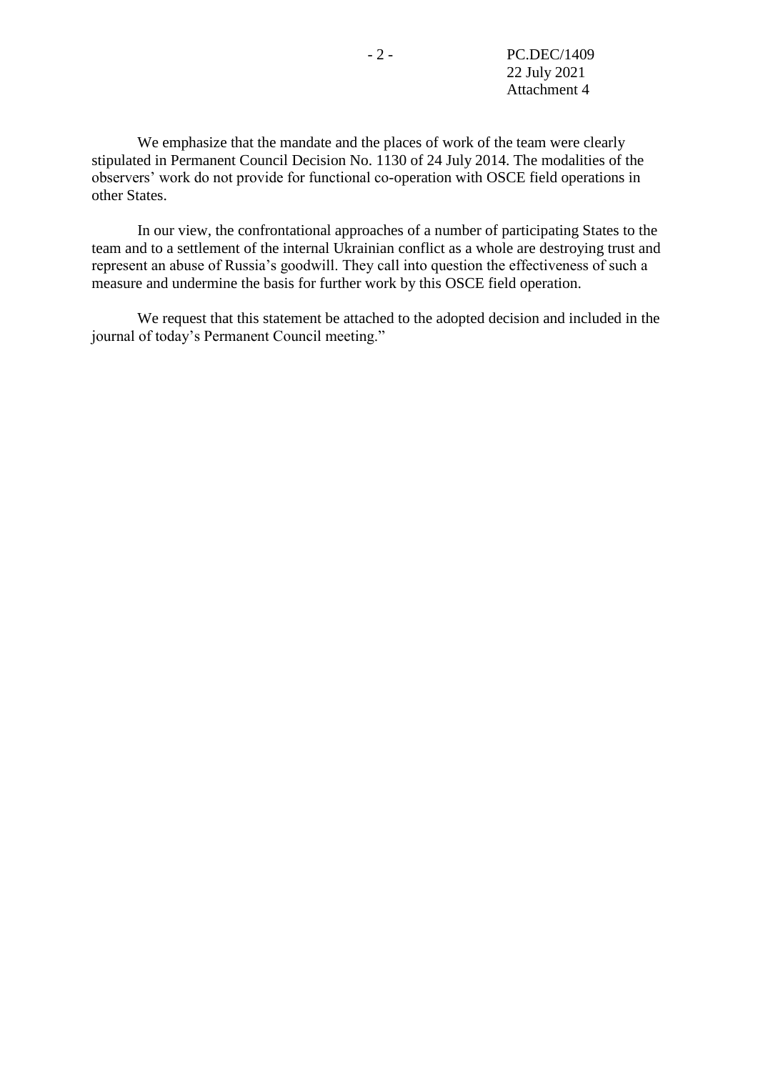We emphasize that the mandate and the places of work of the team were clearly stipulated in Permanent Council Decision No. 1130 of 24 July 2014. The modalities of the observers' work do not provide for functional co-operation with OSCE field operations in other States.

In our view, the confrontational approaches of a number of participating States to the team and to a settlement of the internal Ukrainian conflict as a whole are destroying trust and represent an abuse of Russia's goodwill. They call into question the effectiveness of such a measure and undermine the basis for further work by this OSCE field operation.

We request that this statement be attached to the adopted decision and included in the journal of today's Permanent Council meeting."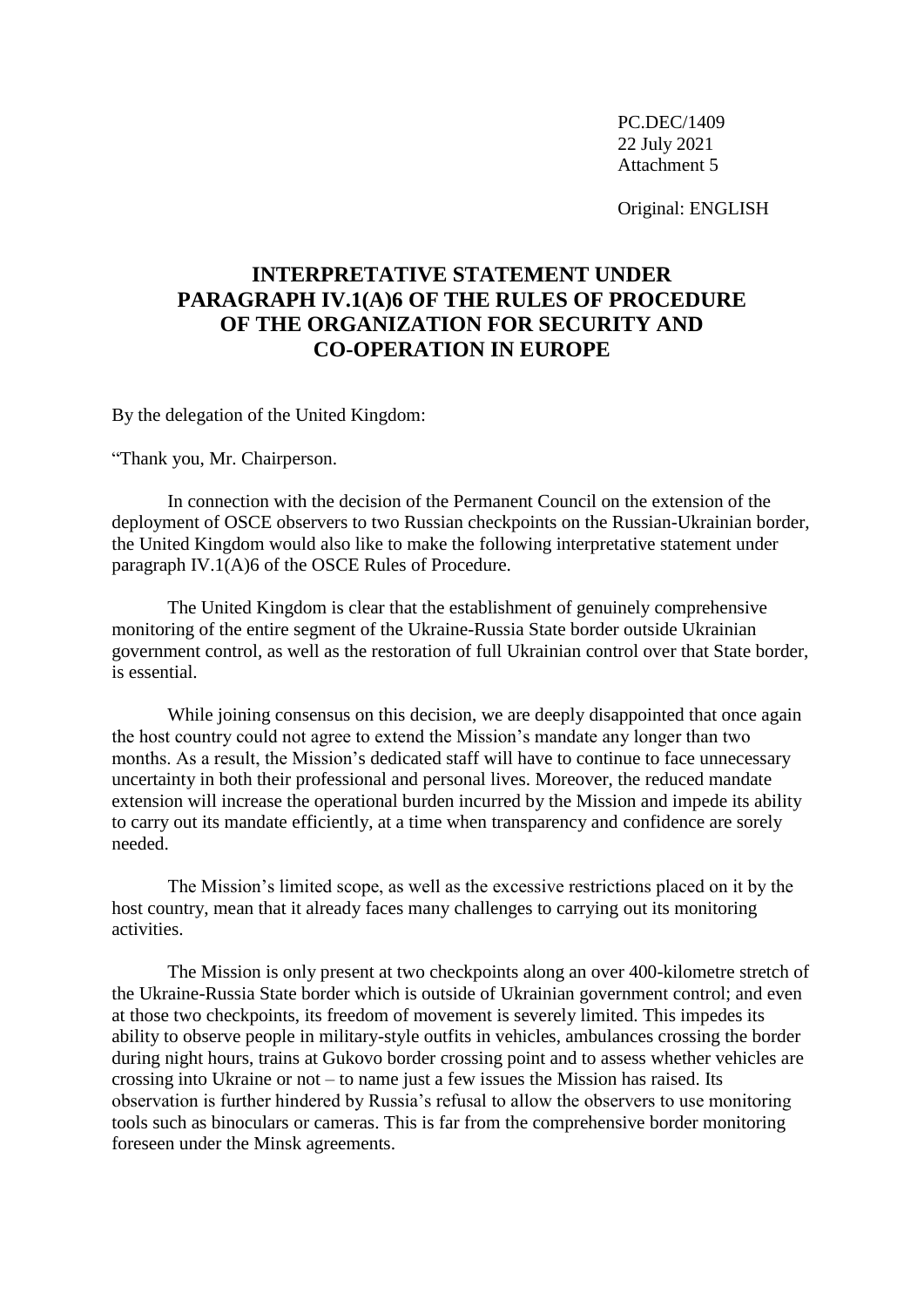PC.DEC/1409
22 July 2021
Attachment 5

Original: ENGLISH

# INTERPRETATIVE STATEMENT UNDER PARAGRAPH IV.1(A)6 OF THE RULES OF PROCEDURE OF THE ORGANIZATION FOR SECURITY AND CO-OPERATION IN EUROPE

By the delegation of the United Kingdom:

"Thank you, Mr. Chairperson.

In connection with the decision of the Permanent Council on the extension of the deployment of OSCE observers to two Russian checkpoints on the Russian-Ukrainian border, the United Kingdom would also like to make the following interpretative statement under paragraph IV.1(A)6 of the OSCE Rules of Procedure.

The United Kingdom is clear that the establishment of genuinely comprehensive monitoring of the entire segment of the Ukraine-Russia State border outside Ukrainian government control, as well as the restoration of full Ukrainian control over that State border, is essential.

While joining consensus on this decision, we are deeply disappointed that once again the host country could not agree to extend the Mission's mandate any longer than two months. As a result, the Mission's dedicated staff will have to continue to face unnecessary uncertainty in both their professional and personal lives. Moreover, the reduced mandate extension will increase the operational burden incurred by the Mission and impede its ability to carry out its mandate efficiently, at a time when transparency and confidence are sorely needed.

The Mission's limited scope, as well as the excessive restrictions placed on it by the host country, mean that it already faces many challenges to carrying out its monitoring activities.

The Mission is only present at two checkpoints along an over 400-kilometre stretch of the Ukraine-Russia State border which is outside of Ukrainian government control; and even at those two checkpoints, its freedom of movement is severely limited. This impedes its ability to observe people in military-style outfits in vehicles, ambulances crossing the border during night hours, trains at Gukovo border crossing point and to assess whether vehicles are crossing into Ukraine or not – to name just a few issues the Mission has raised. Its observation is further hindered by Russia's refusal to allow the observers to use monitoring tools such as binoculars or cameras. This is far from the comprehensive border monitoring foreseen under the Minsk agreements.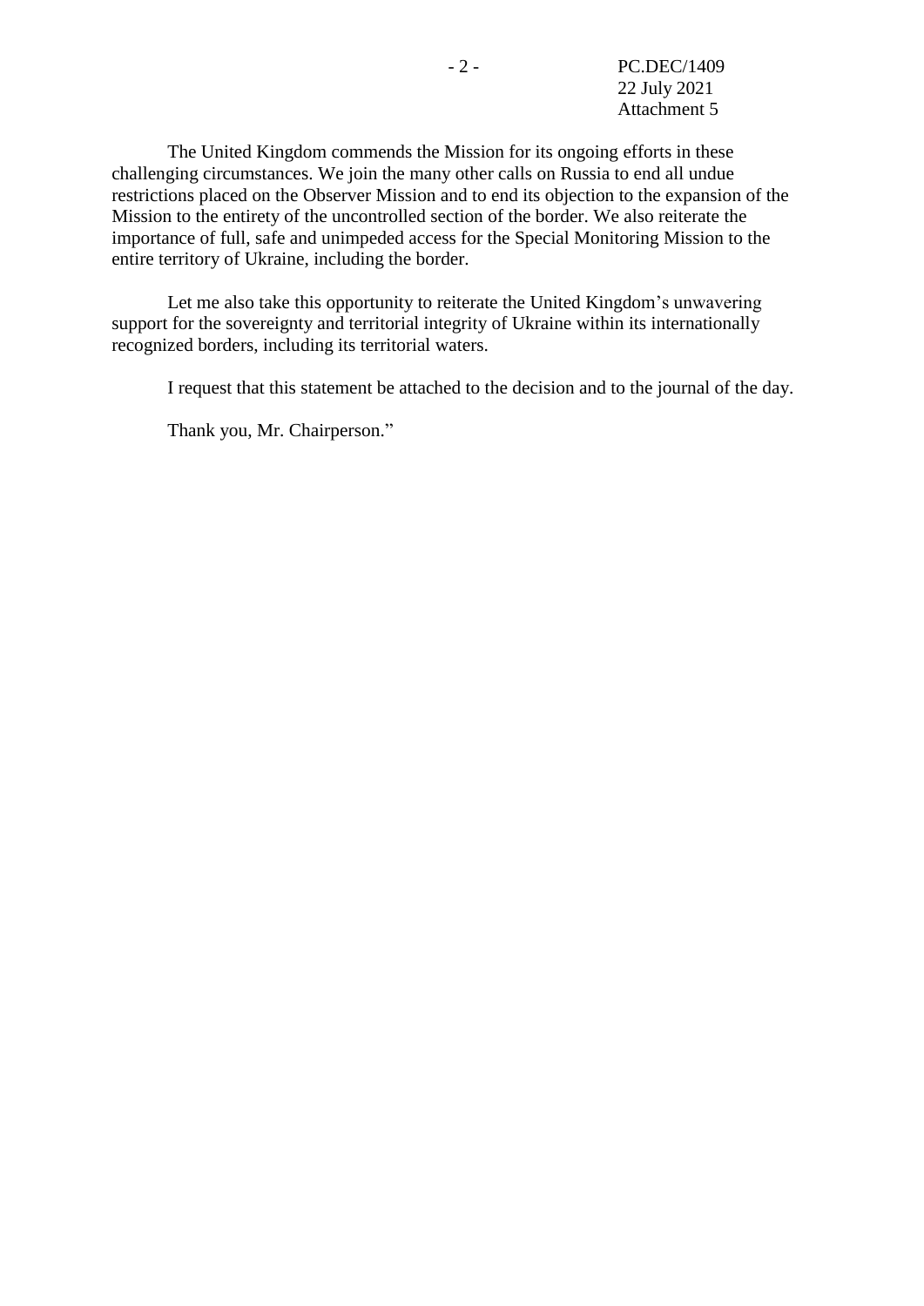The United Kingdom commends the Mission for its ongoing efforts in these challenging circumstances. We join the many other calls on Russia to end all undue restrictions placed on the Observer Mission and to end its objection to the expansion of the Mission to the entirety of the uncontrolled section of the border. We also reiterate the importance of full, safe and unimpeded access for the Special Monitoring Mission to the entire territory of Ukraine, including the border.

Let me also take this opportunity to reiterate the United Kingdom's unwavering support for the sovereignty and territorial integrity of Ukraine within its internationally recognized borders, including its territorial waters.

I request that this statement be attached to the decision and to the journal of the day.

Thank you, Mr. Chairperson."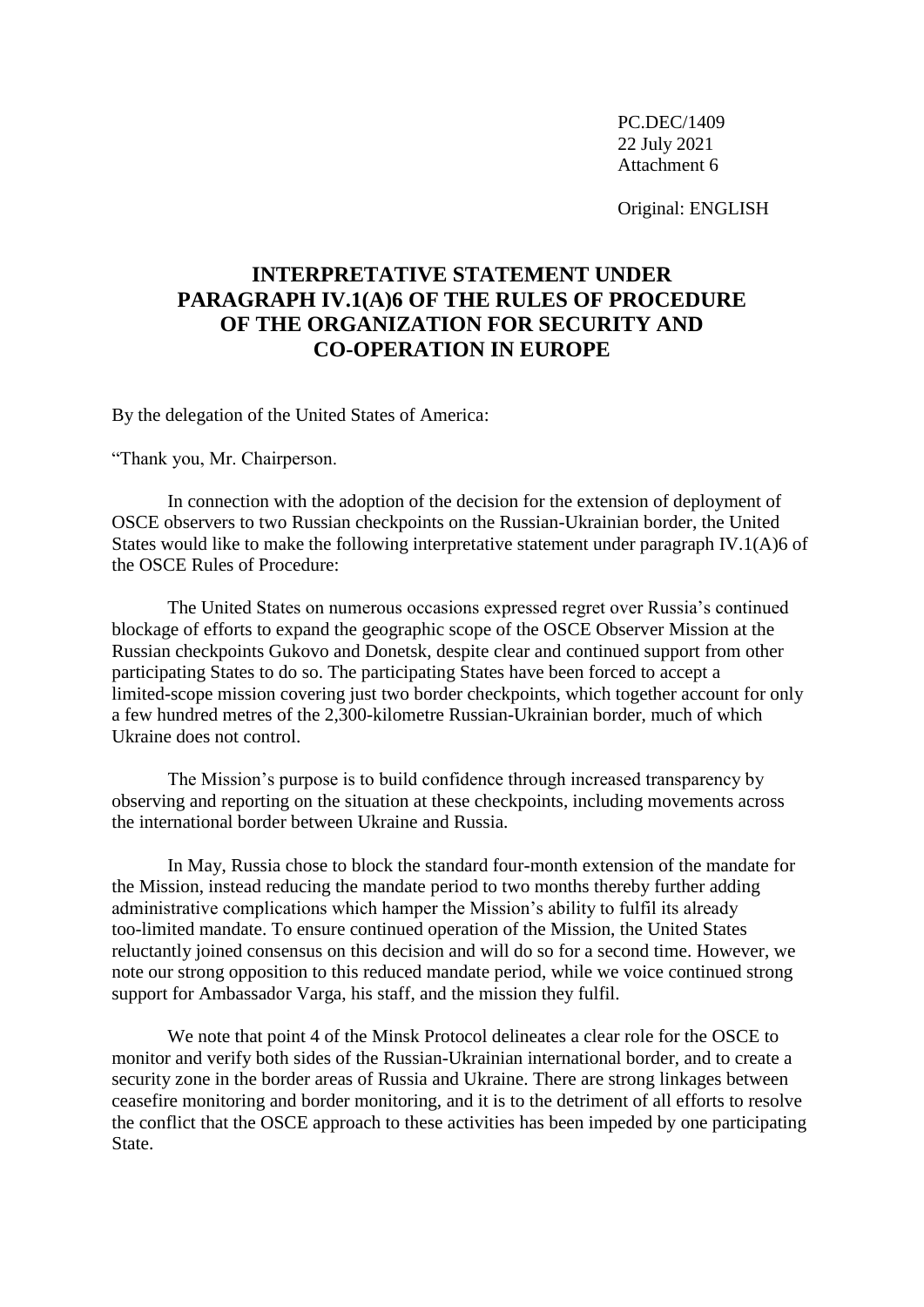PC.DEC/1409
22 July 2021
Attachment 6

Original: ENGLISH

# INTERPRETATIVE STATEMENT UNDER PARAGRAPH IV.1(A)6 OF THE RULES OF PROCEDURE OF THE ORGANIZATION FOR SECURITY AND CO-OPERATION IN EUROPE

By the delegation of the United States of America:

"Thank you, Mr. Chairperson.

In connection with the adoption of the decision for the extension of deployment of OSCE observers to two Russian checkpoints on the Russian-Ukrainian border, the United States would like to make the following interpretative statement under paragraph IV.1(A)6 of the OSCE Rules of Procedure:

The United States on numerous occasions expressed regret over Russia's continued blockage of efforts to expand the geographic scope of the OSCE Observer Mission at the Russian checkpoints Gukovo and Donetsk, despite clear and continued support from other participating States to do so. The participating States have been forced to accept a limited-scope mission covering just two border checkpoints, which together account for only a few hundred metres of the 2,300-kilometre Russian-Ukrainian border, much of which Ukraine does not control.

The Mission's purpose is to build confidence through increased transparency by observing and reporting on the situation at these checkpoints, including movements across the international border between Ukraine and Russia.

In May, Russia chose to block the standard four-month extension of the mandate for the Mission, instead reducing the mandate period to two months thereby further adding administrative complications which hamper the Mission's ability to fulfil its already too-limited mandate. To ensure continued operation of the Mission, the United States reluctantly joined consensus on this decision and will do so for a second time. However, we note our strong opposition to this reduced mandate period, while we voice continued strong support for Ambassador Varga, his staff, and the mission they fulfil.

We note that point 4 of the Minsk Protocol delineates a clear role for the OSCE to monitor and verify both sides of the Russian-Ukrainian international border, and to create a security zone in the border areas of Russia and Ukraine. There are strong linkages between ceasefire monitoring and border monitoring, and it is to the detriment of all efforts to resolve the conflict that the OSCE approach to these activities has been impeded by one participating State.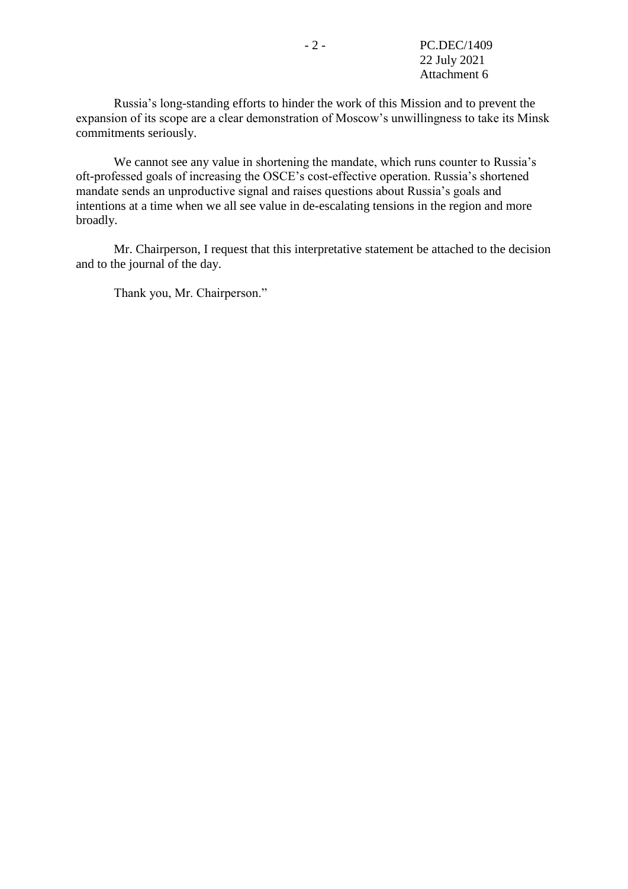Russia's long-standing efforts to hinder the work of this Mission and to prevent the expansion of its scope are a clear demonstration of Moscow's unwillingness to take its Minsk commitments seriously.

We cannot see any value in shortening the mandate, which runs counter to Russia's oft-professed goals of increasing the OSCE's cost-effective operation. Russia's shortened mandate sends an unproductive signal and raises questions about Russia's goals and intentions at a time when we all see value in de-escalating tensions in the region and more broadly.

Mr. Chairperson, I request that this interpretative statement be attached to the decision and to the journal of the day.

Thank you, Mr. Chairperson."